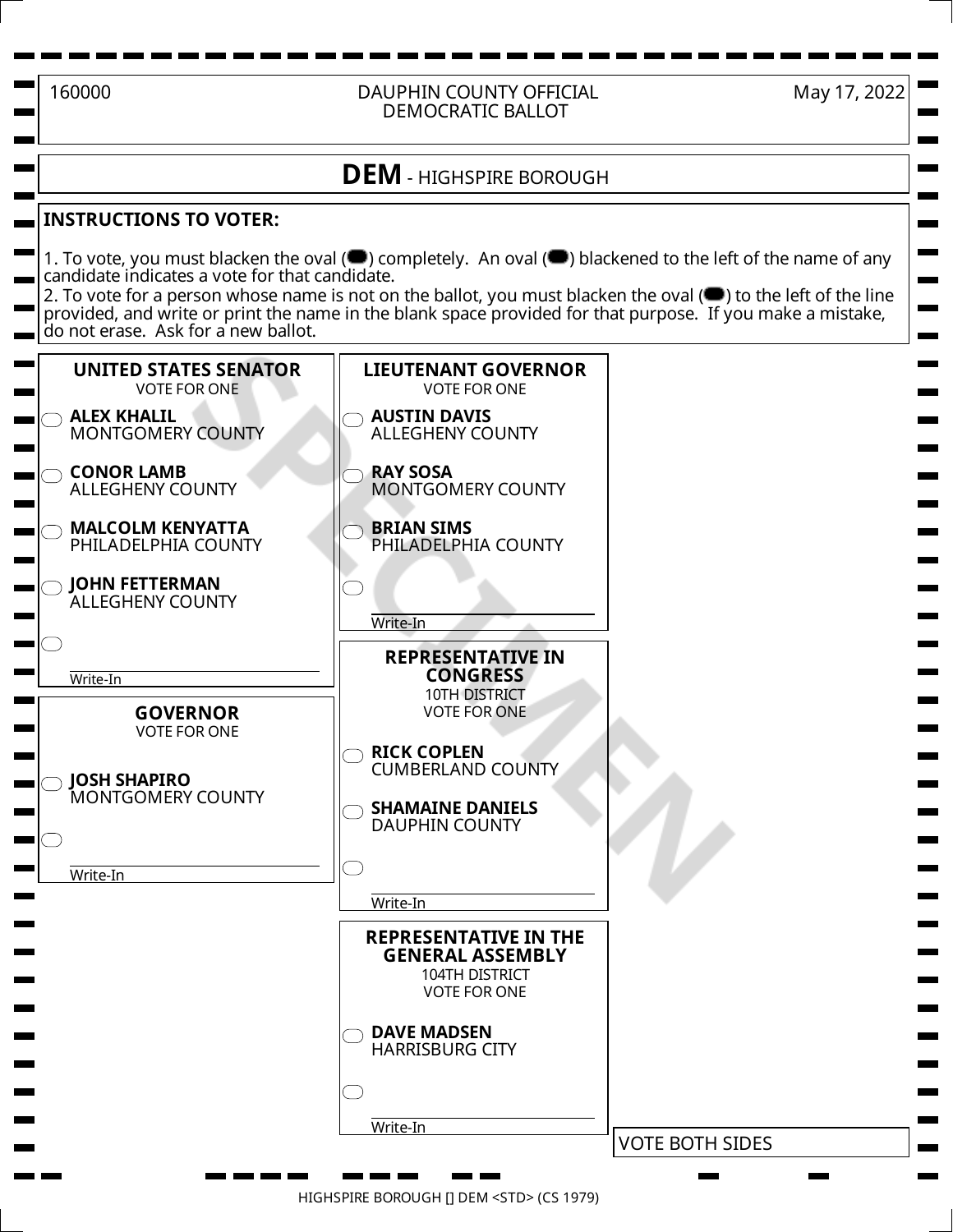160000

DAUPHIN COUNTY OFFICIAL
DEMOCRATIC BALLOT

May 17, 2022

# **DEM** - HIGHSPIRE BOROUGH

**INSTRUCTIONS TO VOTER:**

1. To vote, you must blacken the oval (⬬) completely. An oval (⬬) blackened to the left of the name of any candidate indicates a vote for that candidate.
2. To vote for a person whose name is not on the ballot, you must blacken the oval (⬬) to the left of the line provided, and write or print the name in the blank space provided for that purpose. If you make a mistake, do not erase. Ask for a new ballot.

## UNITED STATES SENATOR
VOTE FOR ONE

- ⬭ **ALEX KHALIL**
  MONTGOMERY COUNTY
- ⬭ **CONOR LAMB**
  ALLEGHENY COUNTY
- ⬭ **MALCOLM KENYATTA**
  PHILADELPHIA COUNTY
- ⬭ **JOHN FETTERMAN**
  ALLEGHENY COUNTY
- ⬭ ________________ Write-In

## GOVERNOR
VOTE FOR ONE

- ⬭ **JOSH SHAPIRO**
  MONTGOMERY COUNTY
- ⬭ ________________ Write-In

## LIEUTENANT GOVERNOR
VOTE FOR ONE

- ⬭ **AUSTIN DAVIS**
  ALLEGHENY COUNTY
- ⬭ **RAY SOSA**
  MONTGOMERY COUNTY
- ⬭ **BRIAN SIMS**
  PHILADELPHIA COUNTY
- ⬭ ________________ Write-In

## REPRESENTATIVE IN CONGRESS
10TH DISTRICT
VOTE FOR ONE

- ⬭ **RICK COPLEN**
  CUMBERLAND COUNTY
- ⬭ **SHAMAINE DANIELS**
  DAUPHIN COUNTY
- ⬭ ________________ Write-In

## REPRESENTATIVE IN THE GENERAL ASSEMBLY
104TH DISTRICT
VOTE FOR ONE

- ⬭ **DAVE MADSEN**
  HARRISBURG CITY
- ⬭ ________________ Write-In

VOTE BOTH SIDES

HIGHSPIRE BOROUGH [] DEM <STD> (CS 1979)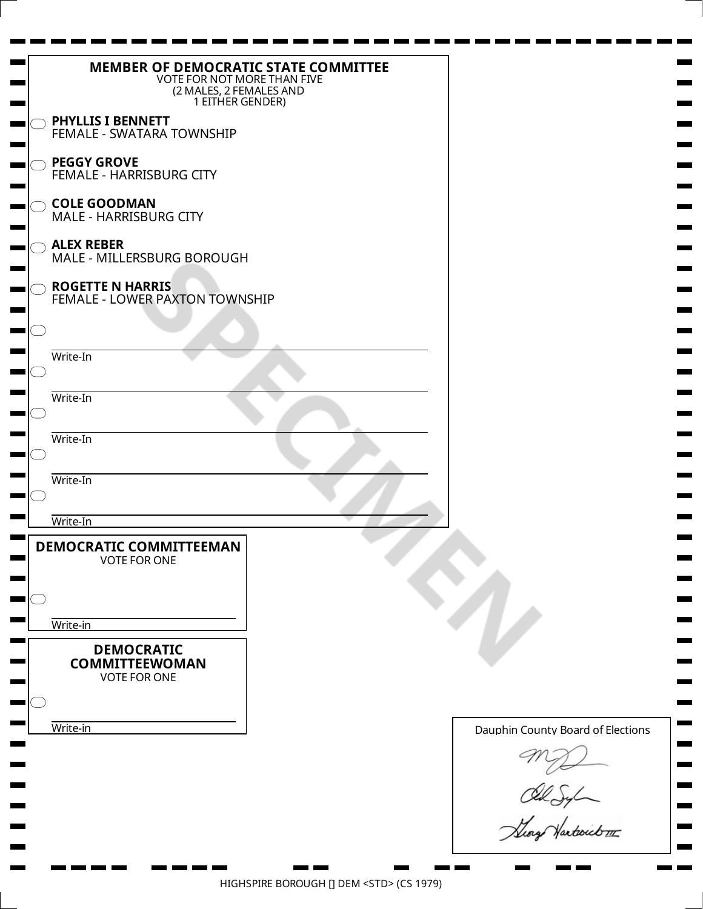## MEMBER OF DEMOCRATIC STATE COMMITTEE

VOTE FOR NOT MORE THAN FIVE
(2 MALES, 2 FEMALES AND
1 EITHER GENDER)

- **PHYLLIS I BENNETT**
  FEMALE - SWATARA TOWNSHIP
- **PEGGY GROVE**
  FEMALE - HARRISBURG CITY
- **COLE GOODMAN**
  MALE - HARRISBURG CITY
- **ALEX REBER**
  MALE - MILLERSBURG BOROUGH
- **ROGETTE N HARRIS**
  FEMALE - LOWER PAXTON TOWNSHIP
- Write-In
- Write-In
- Write-In
- Write-In
- Write-In

## DEMOCRATIC COMMITTEEMAN

VOTE FOR ONE

- Write-in

## DEMOCRATIC COMMITTEEWOMAN

VOTE FOR ONE

- Write-in

SPECIMEN

Dauphin County Board of Elections

HIGHSPIRE BOROUGH [] DEM <STD> (CS 1979)